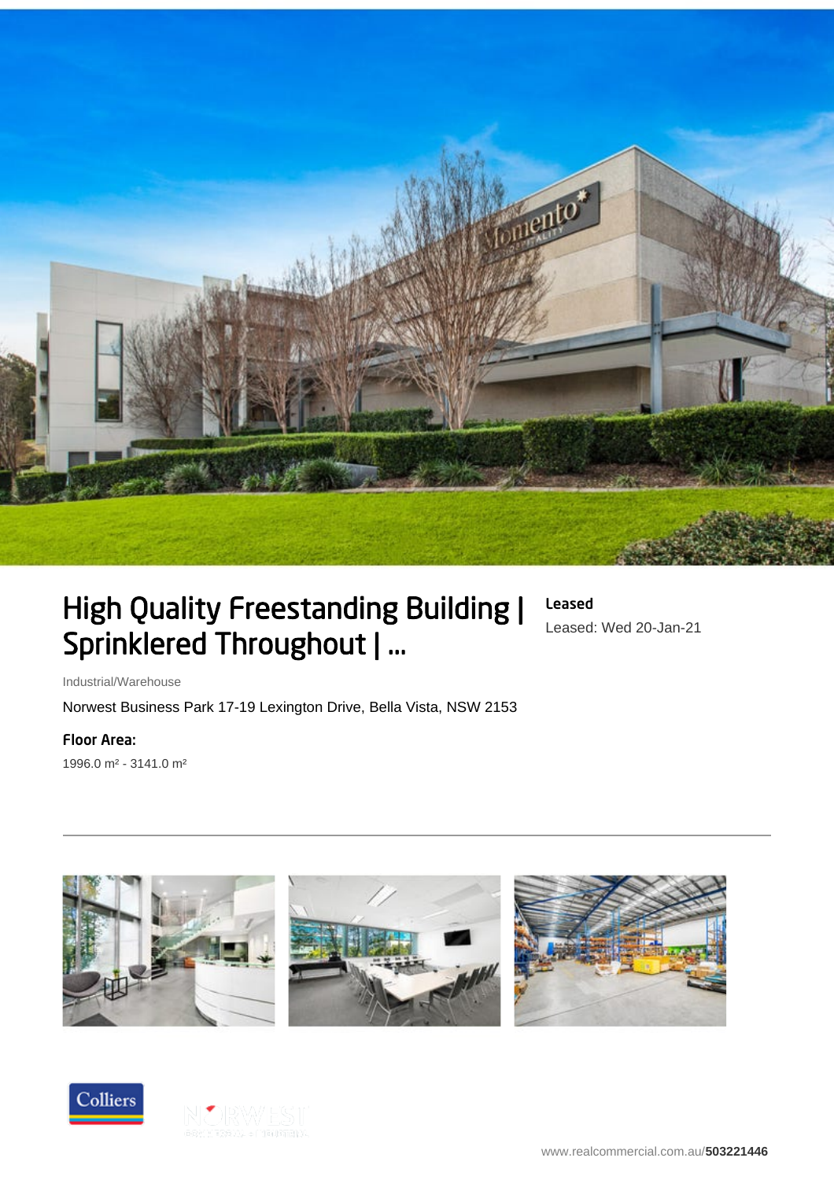# High Quality Freestanding Building | Sprinklered Throughout | ...

**Leased**

Leased: Wed 20-Jan-21

Industrial/Warehouse

Norwest Business Park 17-19 Lexington Drive, Bella Vista, NSW 2153

**Floor Area:**

1996.0 m² - 3141.0 m²

www.realcommercial.com.au/**503221446**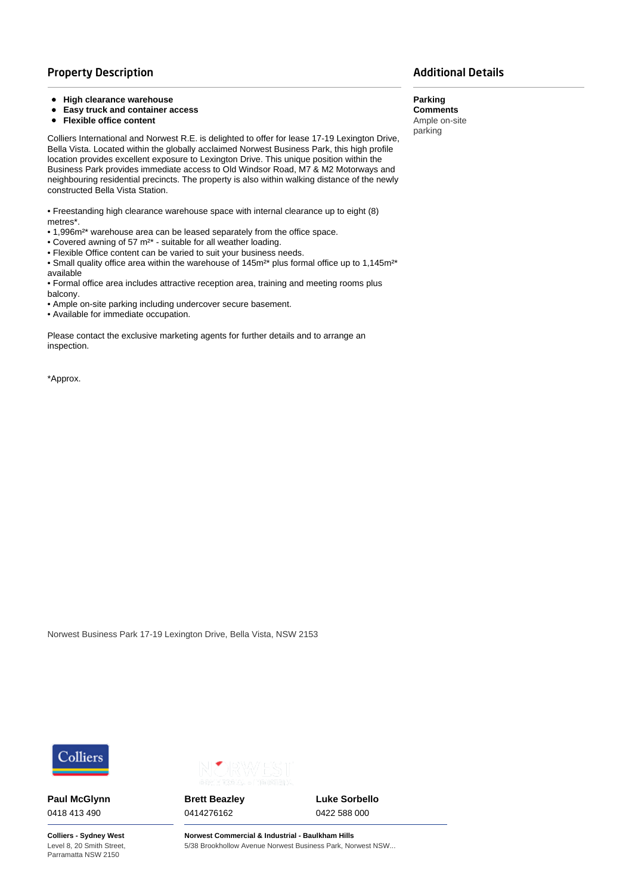## Property Description

- **High clearance warehouse**
- **Easy truck and container access**
- **Flexible office content**

Colliers International and Norwest R.E. is delighted to offer for lease 17-19 Lexington Drive, Bella Vista. Located within the globally acclaimed Norwest Business Park, this high profile location provides excellent exposure to Lexington Drive. This unique position within the Business Park provides immediate access to Old Windsor Road, M7 & M2 Motorways and neighbouring residential precincts. The property is also within walking distance of the newly constructed Bella Vista Station.

• Freestanding high clearance warehouse space with internal clearance up to eight (8) metres*.
• 1,996m²* warehouse area can be leased separately from the office space.
• Covered awning of 57 m²* - suitable for all weather loading.
• Flexible Office content can be varied to suit your business needs.
• Small quality office area within the warehouse of 145m²* plus formal office up to 1,145m²* available
• Formal office area includes attractive reception area, training and meeting rooms plus balcony.
• Ample on-site parking including undercover secure basement.
• Available for immediate occupation.

Please contact the exclusive marketing agents for further details and to arrange an inspection.

*Approx.

## Additional Details

**Parking Comments**
Ample on-site parking

Norwest Business Park 17-19 Lexington Drive, Bella Vista, NSW 2153

**Paul McGlynn**
0418 413 490

**Colliers - Sydney West**
Level 8, 20 Smith Street, Parramatta NSW 2150

**Brett Beazley**
0414276162

**Luke Sorbello**
0422 588 000

**Norwest Commercial & Industrial - Baulkham Hills**
5/38 Brookhollow Avenue Norwest Business Park, Norwest NSW...